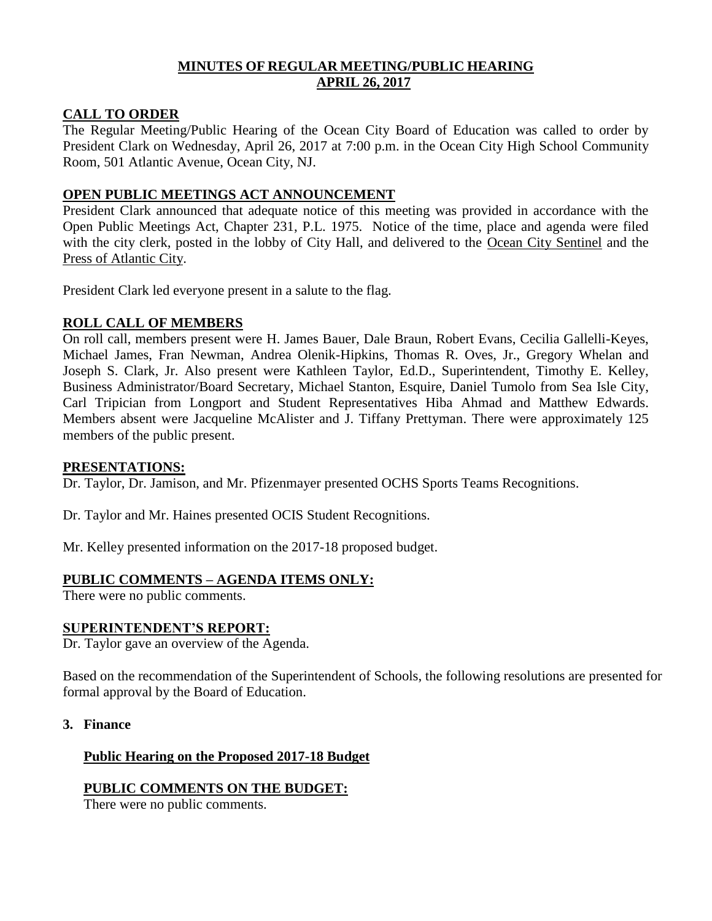# MINUTES OF REGULAR MEETING/PUBLIC HEARING
# APRIL 26, 2017

## CALL TO ORDER

The Regular Meeting/Public Hearing of the Ocean City Board of Education was called to order by President Clark on Wednesday, April 26, 2017 at 7:00 p.m. in the Ocean City High School Community Room, 501 Atlantic Avenue, Ocean City, NJ.

## OPEN PUBLIC MEETINGS ACT ANNOUNCEMENT

President Clark announced that adequate notice of this meeting was provided in accordance with the Open Public Meetings Act, Chapter 231, P.L. 1975. Notice of the time, place and agenda were filed with the city clerk, posted in the lobby of City Hall, and delivered to the Ocean City Sentinel and the Press of Atlantic City.

President Clark led everyone present in a salute to the flag.

## ROLL CALL OF MEMBERS

On roll call, members present were H. James Bauer, Dale Braun, Robert Evans, Cecilia Gallelli-Keyes, Michael James, Fran Newman, Andrea Olenik-Hipkins, Thomas R. Oves, Jr., Gregory Whelan and Joseph S. Clark, Jr. Also present were Kathleen Taylor, Ed.D., Superintendent, Timothy E. Kelley, Business Administrator/Board Secretary, Michael Stanton, Esquire, Daniel Tumolo from Sea Isle City, Carl Tripician from Longport and Student Representatives Hiba Ahmad and Matthew Edwards. Members absent were Jacqueline McAlister and J. Tiffany Prettyman. There were approximately 125 members of the public present.

## PRESENTATIONS:

Dr. Taylor, Dr. Jamison, and Mr. Pfizenmayer presented OCHS Sports Teams Recognitions.

Dr. Taylor and Mr. Haines presented OCIS Student Recognitions.

Mr. Kelley presented information on the 2017-18 proposed budget.

## PUBLIC COMMENTS – AGENDA ITEMS ONLY:

There were no public comments.

## SUPERINTENDENT'S REPORT:

Dr. Taylor gave an overview of the Agenda.

Based on the recommendation of the Superintendent of Schools, the following resolutions are presented for formal approval by the Board of Education.

**3. Finance**

### Public Hearing on the Proposed 2017-18 Budget

### PUBLIC COMMENTS ON THE BUDGET:

There were no public comments.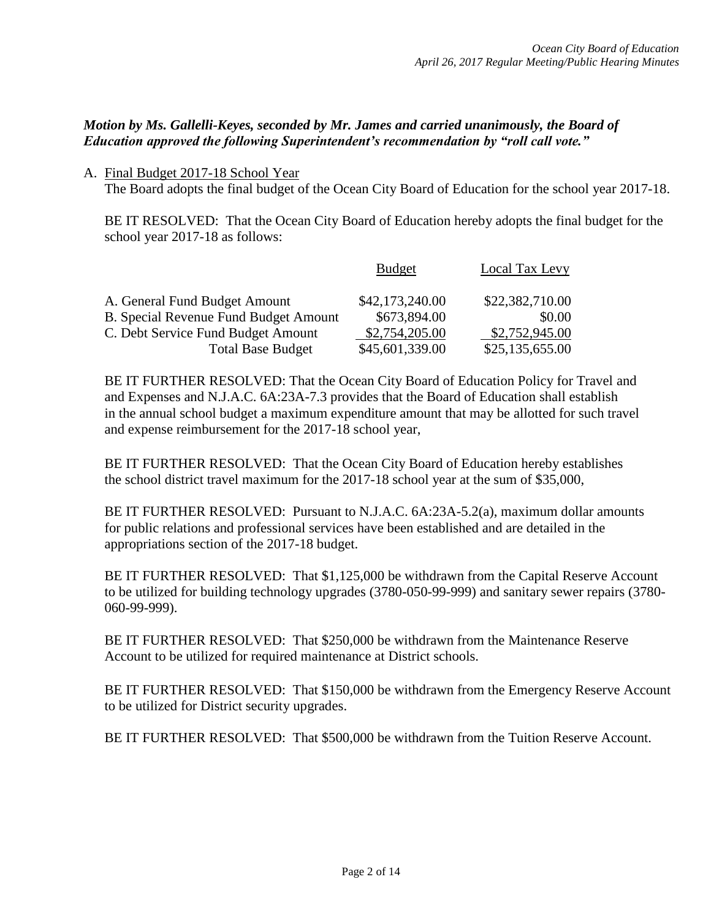*Motion by Ms. Gallelli-Keyes, seconded by Mr. James and carried unanimously, the Board of Education approved the following Superintendent's recommendation by "roll call vote."*

A. Final Budget 2017-18 School Year

The Board adopts the final budget of the Ocean City Board of Education for the school year 2017-18.

BE IT RESOLVED: That the Ocean City Board of Education hereby adopts the final budget for the school year 2017-18 as follows:

| | Budget | Local Tax Levy |
|---|---|---|
| A. General Fund Budget Amount | $42,173,240.00 | $22,382,710.00 |
| B. Special Revenue Fund Budget Amount | $673,894.00 | $0.00 |
| C. Debt Service Fund Budget Amount | $2,754,205.00 | $2,752,945.00 |
| Total Base Budget | $45,601,339.00 | $25,135,655.00 |

BE IT FURTHER RESOLVED: That the Ocean City Board of Education Policy for Travel and and Expenses and N.J.A.C. 6A:23A-7.3 provides that the Board of Education shall establish in the annual school budget a maximum expenditure amount that may be allotted for such travel and expense reimbursement for the 2017-18 school year,

BE IT FURTHER RESOLVED: That the Ocean City Board of Education hereby establishes the school district travel maximum for the 2017-18 school year at the sum of $35,000,

BE IT FURTHER RESOLVED: Pursuant to N.J.A.C. 6A:23A-5.2(a), maximum dollar amounts for public relations and professional services have been established and are detailed in the appropriations section of the 2017-18 budget.

BE IT FURTHER RESOLVED: That $1,125,000 be withdrawn from the Capital Reserve Account to be utilized for building technology upgrades (3780-050-99-999) and sanitary sewer repairs (3780-060-99-999).

BE IT FURTHER RESOLVED: That $250,000 be withdrawn from the Maintenance Reserve Account to be utilized for required maintenance at District schools.

BE IT FURTHER RESOLVED: That $150,000 be withdrawn from the Emergency Reserve Account to be utilized for District security upgrades.

BE IT FURTHER RESOLVED: That $500,000 be withdrawn from the Tuition Reserve Account.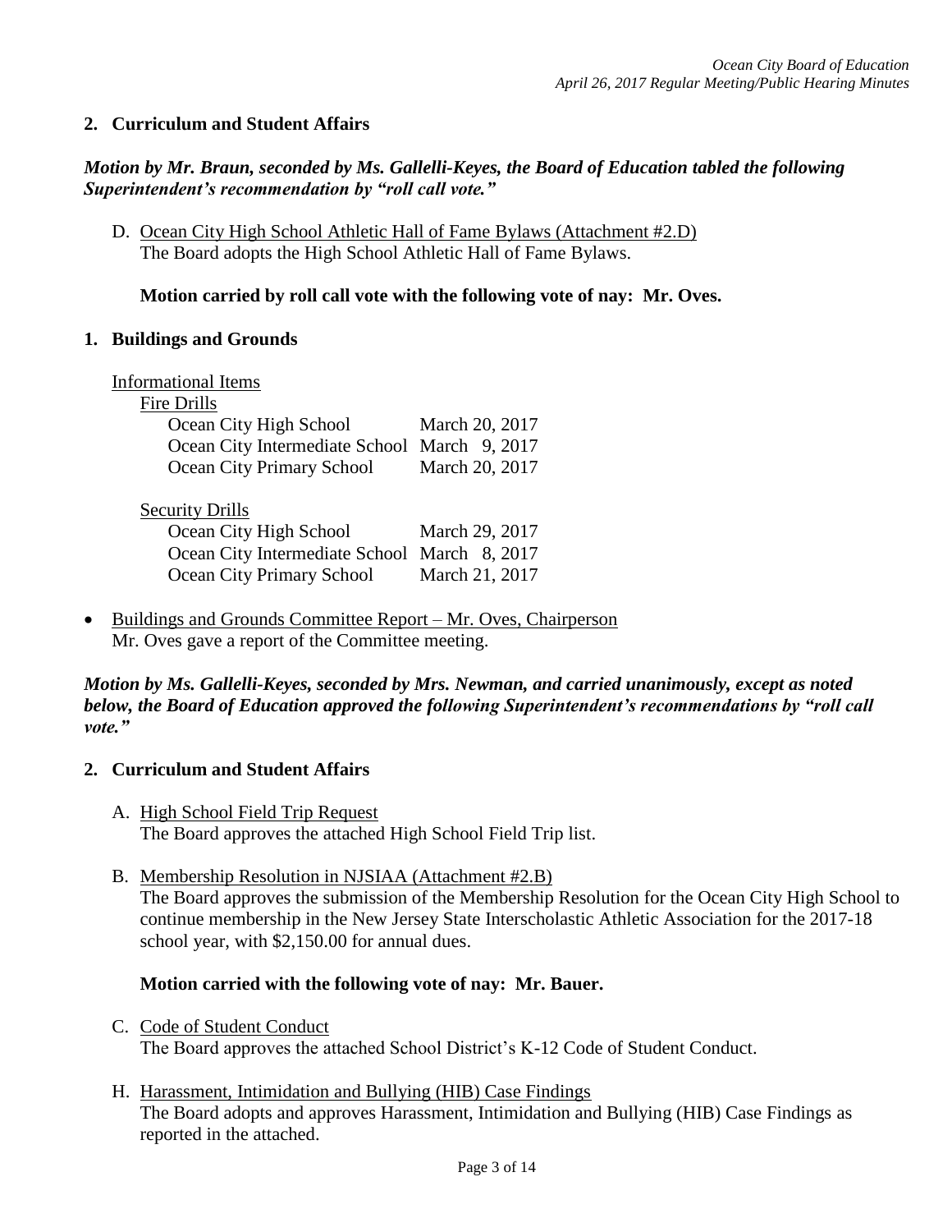## 2. Curriculum and Student Affairs

***Motion by Mr. Braun, seconded by Ms. Gallelli-Keyes, the Board of Education tabled the following Superintendent's recommendation by "roll call vote."***

D. Ocean City High School Athletic Hall of Fame Bylaws (Attachment #2.D)
The Board adopts the High School Athletic Hall of Fame Bylaws.

**Motion carried by roll call vote with the following vote of nay: Mr. Oves.**

## 1. Buildings and Grounds

Informational Items

Fire Drills

| | |
|---|---|
| Ocean City High School | March 20, 2017 |
| Ocean City Intermediate School | March 9, 2017 |
| Ocean City Primary School | March 20, 2017 |

Security Drills

| | |
|---|---|
| Ocean City High School | March 29, 2017 |
| Ocean City Intermediate School | March 8, 2017 |
| Ocean City Primary School | March 21, 2017 |

- Buildings and Grounds Committee Report – Mr. Oves, Chairperson
  Mr. Oves gave a report of the Committee meeting.

***Motion by Ms. Gallelli-Keyes, seconded by Mrs. Newman, and carried unanimously, except as noted below, the Board of Education approved the following Superintendent's recommendations by "roll call vote."***

## 2. Curriculum and Student Affairs

A. High School Field Trip Request
The Board approves the attached High School Field Trip list.

B. Membership Resolution in NJSIAA (Attachment #2.B)
The Board approves the submission of the Membership Resolution for the Ocean City High School to continue membership in the New Jersey State Interscholastic Athletic Association for the 2017-18 school year, with $2,150.00 for annual dues.

**Motion carried with the following vote of nay: Mr. Bauer.**

C. Code of Student Conduct
The Board approves the attached School District's K-12 Code of Student Conduct.

H. Harassment, Intimidation and Bullying (HIB) Case Findings
The Board adopts and approves Harassment, Intimidation and Bullying (HIB) Case Findings as reported in the attached.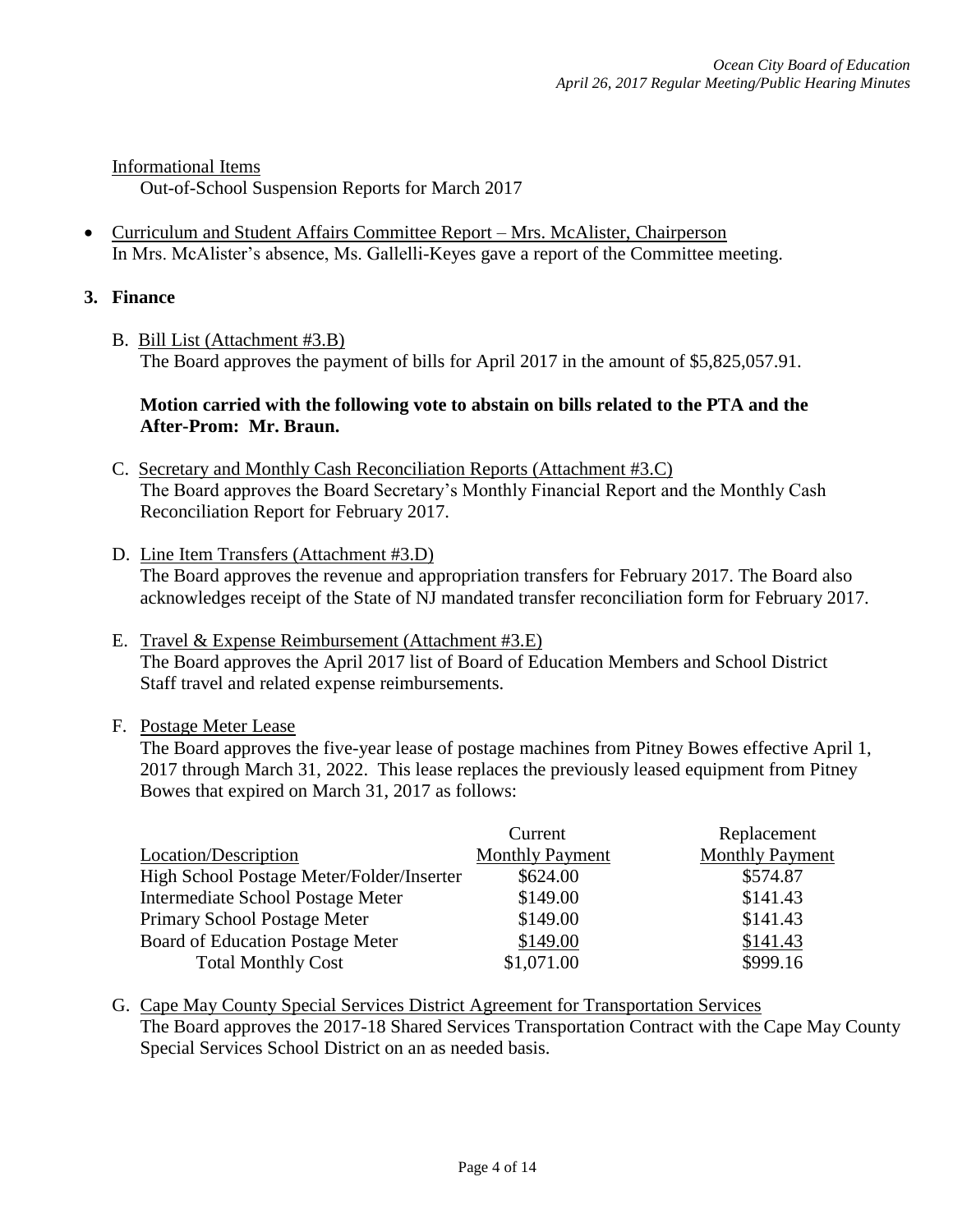Informational Items

Out-of-School Suspension Reports for March 2017

- Curriculum and Student Affairs Committee Report – Mrs. McAlister, Chairperson
  In Mrs. McAlister's absence, Ms. Gallelli-Keyes gave a report of the Committee meeting.

**3. Finance**

B. Bill List (Attachment #3.B)
The Board approves the payment of bills for April 2017 in the amount of $5,825,057.91.

**Motion carried with the following vote to abstain on bills related to the PTA and the After-Prom: Mr. Braun.**

C. Secretary and Monthly Cash Reconciliation Reports (Attachment #3.C)
The Board approves the Board Secretary's Monthly Financial Report and the Monthly Cash Reconciliation Report for February 2017.

D. Line Item Transfers (Attachment #3.D)
The Board approves the revenue and appropriation transfers for February 2017. The Board also acknowledges receipt of the State of NJ mandated transfer reconciliation form for February 2017.

E. Travel & Expense Reimbursement (Attachment #3.E)
The Board approves the April 2017 list of Board of Education Members and School District Staff travel and related expense reimbursements.

F. Postage Meter Lease
The Board approves the five-year lease of postage machines from Pitney Bowes effective April 1, 2017 through March 31, 2022. This lease replaces the previously leased equipment from Pitney Bowes that expired on March 31, 2017 as follows:

| Location/Description | Current Monthly Payment | Replacement Monthly Payment |
|---|---|---|
| High School Postage Meter/Folder/Inserter | $624.00 | $574.87 |
| Intermediate School Postage Meter | $149.00 | $141.43 |
| Primary School Postage Meter | $149.00 | $141.43 |
| Board of Education Postage Meter | $149.00 | $141.43 |
| Total Monthly Cost | $1,071.00 | $999.16 |

G. Cape May County Special Services District Agreement for Transportation Services
The Board approves the 2017-18 Shared Services Transportation Contract with the Cape May County Special Services School District on an as needed basis.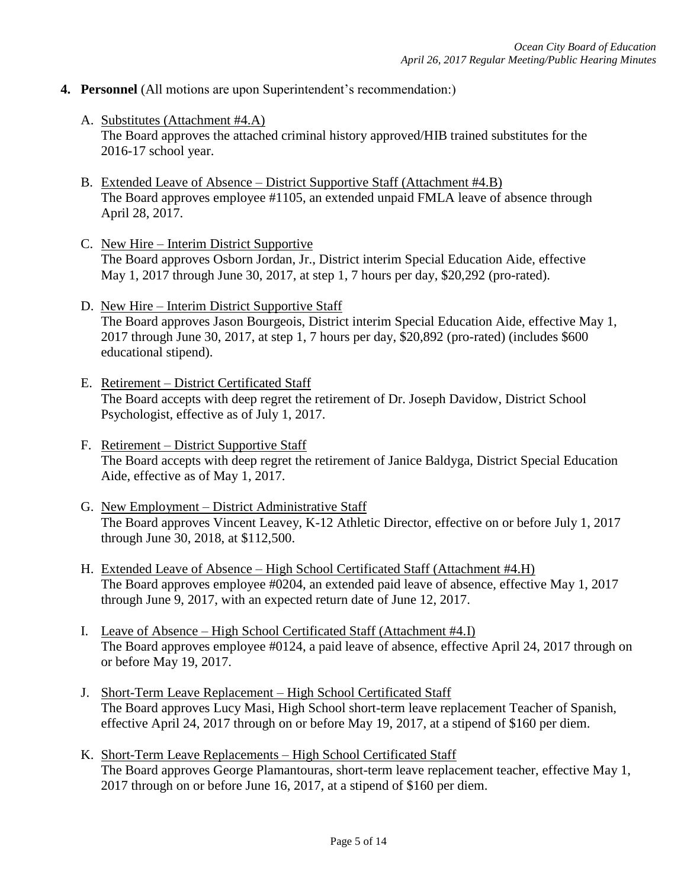**4. Personnel** (All motions are upon Superintendent's recommendation:)

A. Substitutes (Attachment #4.A)
The Board approves the attached criminal history approved/HIB trained substitutes for the 2016-17 school year.

B. Extended Leave of Absence – District Supportive Staff (Attachment #4.B)
The Board approves employee #1105, an extended unpaid FMLA leave of absence through April 28, 2017.

C. New Hire – Interim District Supportive
The Board approves Osborn Jordan, Jr., District interim Special Education Aide, effective May 1, 2017 through June 30, 2017, at step 1, 7 hours per day, $20,292 (pro-rated).

D. New Hire – Interim District Supportive Staff
The Board approves Jason Bourgeois, District interim Special Education Aide, effective May 1, 2017 through June 30, 2017, at step 1, 7 hours per day, $20,892 (pro-rated) (includes $600 educational stipend).

E. Retirement – District Certificated Staff
The Board accepts with deep regret the retirement of Dr. Joseph Davidow, District School Psychologist, effective as of July 1, 2017.

F. Retirement – District Supportive Staff
The Board accepts with deep regret the retirement of Janice Baldyga, District Special Education Aide, effective as of May 1, 2017.

G. New Employment – District Administrative Staff
The Board approves Vincent Leavey, K-12 Athletic Director, effective on or before July 1, 2017 through June 30, 2018, at $112,500.

H. Extended Leave of Absence – High School Certificated Staff (Attachment #4.H)
The Board approves employee #0204, an extended paid leave of absence, effective May 1, 2017 through June 9, 2017, with an expected return date of June 12, 2017.

I. Leave of Absence – High School Certificated Staff (Attachment #4.I)
The Board approves employee #0124, a paid leave of absence, effective April 24, 2017 through on or before May 19, 2017.

J. Short-Term Leave Replacement – High School Certificated Staff
The Board approves Lucy Masi, High School short-term leave replacement Teacher of Spanish, effective April 24, 2017 through on or before May 19, 2017, at a stipend of $160 per diem.

K. Short-Term Leave Replacements – High School Certificated Staff
The Board approves George Plamantouras, short-term leave replacement teacher, effective May 1, 2017 through on or before June 16, 2017, at a stipend of $160 per diem.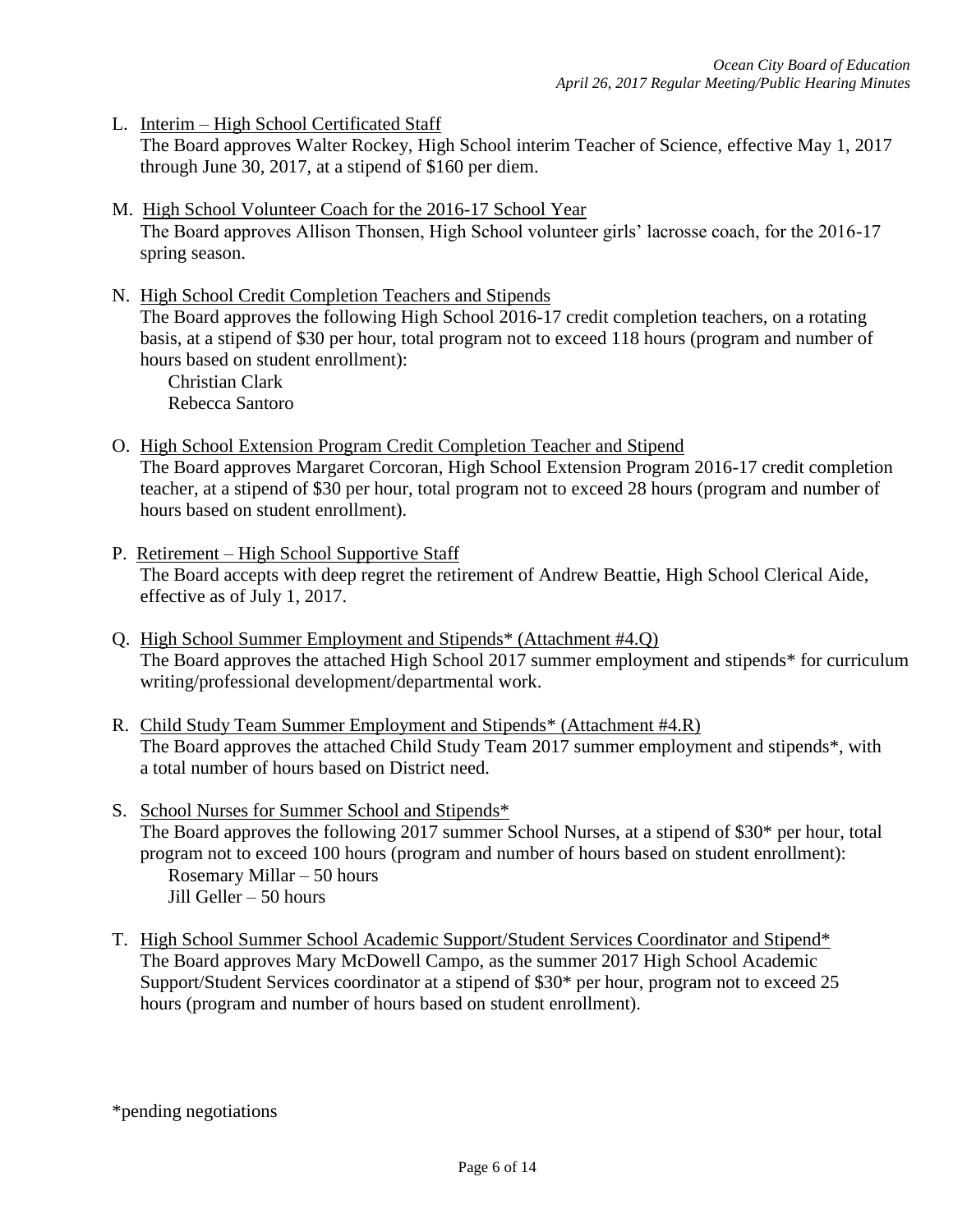L. <u>Interim – High School Certificated Staff</u>
   The Board approves Walter Rockey, High School interim Teacher of Science, effective May 1, 2017 through June 30, 2017, at a stipend of $160 per diem.

M. <u>High School Volunteer Coach for the 2016-17 School Year</u>
   The Board approves Allison Thonsen, High School volunteer girls' lacrosse coach, for the 2016-17 spring season.

N. <u>High School Credit Completion Teachers and Stipends</u>
   The Board approves the following High School 2016-17 credit completion teachers, on a rotating basis, at a stipend of $30 per hour, total program not to exceed 118 hours (program and number of hours based on student enrollment):
   Christian Clark
   Rebecca Santoro

O. <u>High School Extension Program Credit Completion Teacher and Stipend</u>
   The Board approves Margaret Corcoran, High School Extension Program 2016-17 credit completion teacher, at a stipend of $30 per hour, total program not to exceed 28 hours (program and number of hours based on student enrollment).

P. <u>Retirement – High School Supportive Staff</u>
   The Board accepts with deep regret the retirement of Andrew Beattie, High School Clerical Aide, effective as of July 1, 2017.

Q. <u>High School Summer Employment and Stipends* (Attachment #4.Q)</u>
   The Board approves the attached High School 2017 summer employment and stipends* for curriculum writing/professional development/departmental work.

R. <u>Child Study Team Summer Employment and Stipends* (Attachment #4.R)</u>
   The Board approves the attached Child Study Team 2017 summer employment and stipends*, with a total number of hours based on District need.

S. <u>School Nurses for Summer School and Stipends*</u>
   The Board approves the following 2017 summer School Nurses, at a stipend of $30* per hour, total program not to exceed 100 hours (program and number of hours based on student enrollment):
   Rosemary Millar – 50 hours
   Jill Geller – 50 hours

T. <u>High School Summer School Academic Support/Student Services Coordinator and Stipend*</u>
   The Board approves Mary McDowell Campo, as the summer 2017 High School Academic Support/Student Services coordinator at a stipend of $30* per hour, program not to exceed 25 hours (program and number of hours based on student enrollment).

*pending negotiations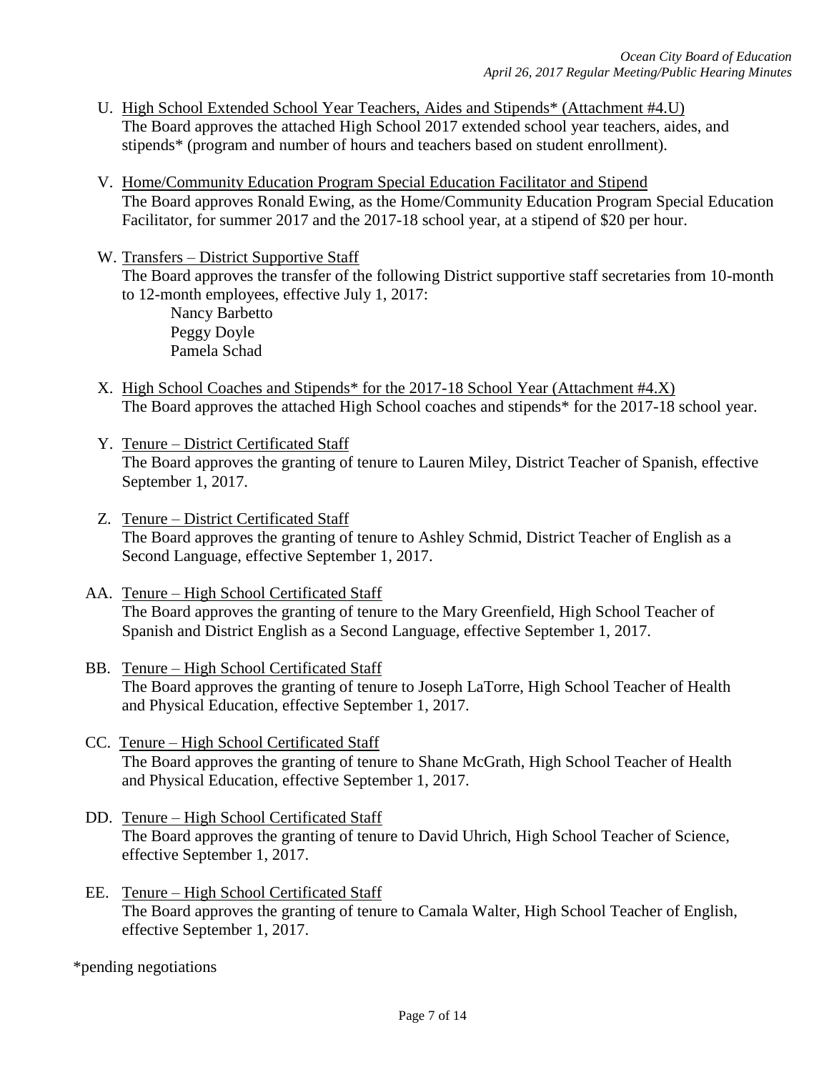U. <u>High School Extended School Year Teachers, Aides and Stipends* (Attachment #4.U)</u>
The Board approves the attached High School 2017 extended school year teachers, aides, and stipends* (program and number of hours and teachers based on student enrollment).

V. <u>Home/Community Education Program Special Education Facilitator and Stipend</u>
The Board approves Ronald Ewing, as the Home/Community Education Program Special Education Facilitator, for summer 2017 and the 2017-18 school year, at a stipend of $20 per hour.

W. <u>Transfers – District Supportive Staff</u>
The Board approves the transfer of the following District supportive staff secretaries from 10-month to 12-month employees, effective July 1, 2017:
Nancy Barbetto
Peggy Doyle
Pamela Schad

X. <u>High School Coaches and Stipends* for the 2017-18 School Year (Attachment #4.X)</u>
The Board approves the attached High School coaches and stipends* for the 2017-18 school year.

Y. <u>Tenure – District Certificated Staff</u>
The Board approves the granting of tenure to Lauren Miley, District Teacher of Spanish, effective September 1, 2017.

Z. <u>Tenure – District Certificated Staff</u>
The Board approves the granting of tenure to Ashley Schmid, District Teacher of English as a Second Language, effective September 1, 2017.

AA. <u>Tenure – High School Certificated Staff</u>
The Board approves the granting of tenure to the Mary Greenfield, High School Teacher of Spanish and District English as a Second Language, effective September 1, 2017.

BB. <u>Tenure – High School Certificated Staff</u>
The Board approves the granting of tenure to Joseph LaTorre, High School Teacher of Health and Physical Education, effective September 1, 2017.

CC. <u>Tenure – High School Certificated Staff</u>
The Board approves the granting of tenure to Shane McGrath, High School Teacher of Health and Physical Education, effective September 1, 2017.

DD. <u>Tenure – High School Certificated Staff</u>
The Board approves the granting of tenure to David Uhrich, High School Teacher of Science, effective September 1, 2017.

EE. <u>Tenure – High School Certificated Staff</u>
The Board approves the granting of tenure to Camala Walter, High School Teacher of English, effective September 1, 2017.

*pending negotiations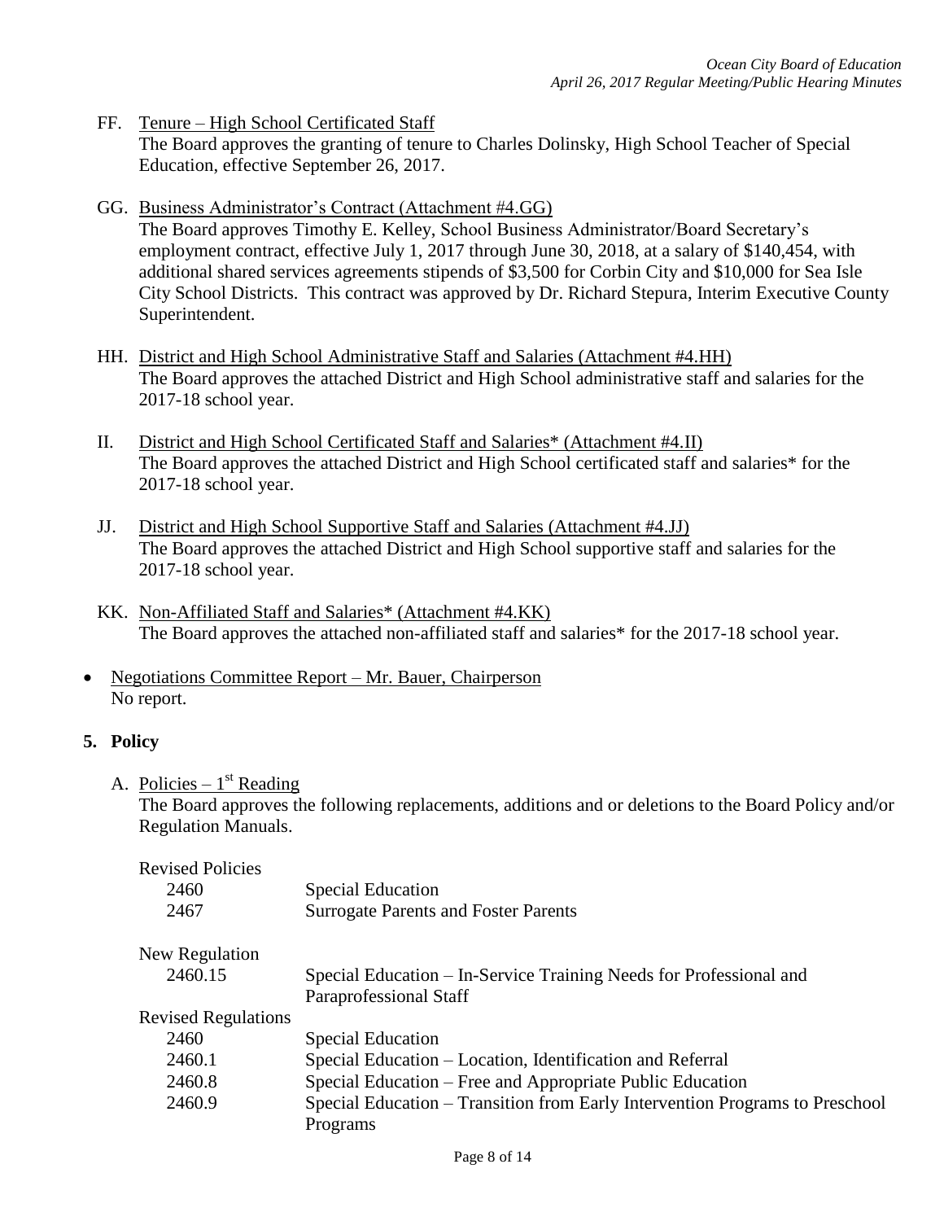FF. Tenure – High School Certificated Staff
The Board approves the granting of tenure to Charles Dolinsky, High School Teacher of Special Education, effective September 26, 2017.

GG. Business Administrator's Contract (Attachment #4.GG)
The Board approves Timothy E. Kelley, School Business Administrator/Board Secretary's employment contract, effective July 1, 2017 through June 30, 2018, at a salary of $140,454, with additional shared services agreements stipends of $3,500 for Corbin City and $10,000 for Sea Isle City School Districts. This contract was approved by Dr. Richard Stepura, Interim Executive County Superintendent.

HH. District and High School Administrative Staff and Salaries (Attachment #4.HH)
The Board approves the attached District and High School administrative staff and salaries for the 2017-18 school year.

II. District and High School Certificated Staff and Salaries* (Attachment #4.II)
The Board approves the attached District and High School certificated staff and salaries* for the 2017-18 school year.

JJ. District and High School Supportive Staff and Salaries (Attachment #4.JJ)
The Board approves the attached District and High School supportive staff and salaries for the 2017-18 school year.

KK. Non-Affiliated Staff and Salaries* (Attachment #4.KK)
The Board approves the attached non-affiliated staff and salaries* for the 2017-18 school year.

- Negotiations Committee Report – Mr. Bauer, Chairperson
  No report.

**5. Policy**

A. Policies – 1st Reading
The Board approves the following replacements, additions and or deletions to the Board Policy and/or Regulation Manuals.

Revised Policies

| | |
|---|---|
| 2460 | Special Education |
| 2467 | Surrogate Parents and Foster Parents |

New Regulation

| | |
|---|---|
| 2460.15 | Special Education – In-Service Training Needs for Professional and Paraprofessional Staff |

Revised Regulations

| | |
|---|---|
| 2460 | Special Education |
| 2460.1 | Special Education – Location, Identification and Referral |
| 2460.8 | Special Education – Free and Appropriate Public Education |
| 2460.9 | Special Education – Transition from Early Intervention Programs to Preschool Programs |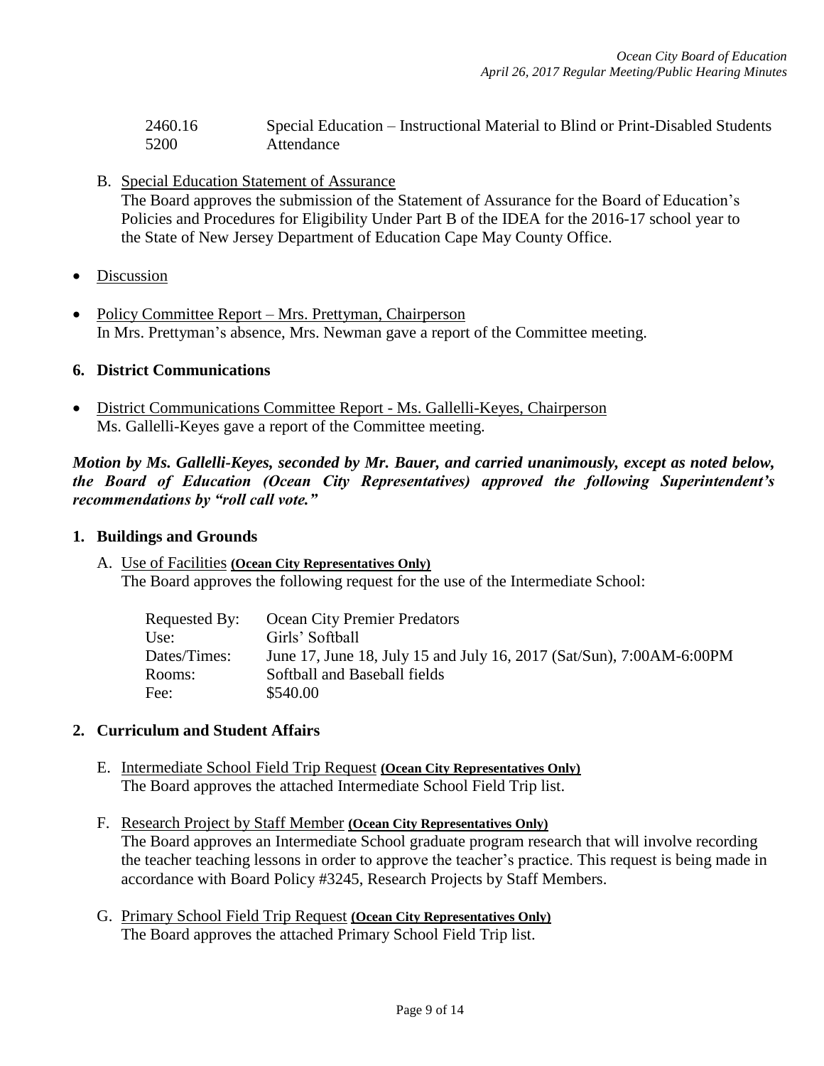| | |
|---|---|
| 2460.16 | Special Education – Instructional Material to Blind or Print-Disabled Students |
| 5200 | Attendance |

B. Special Education Statement of Assurance
The Board approves the submission of the Statement of Assurance for the Board of Education's Policies and Procedures for Eligibility Under Part B of the IDEA for the 2016-17 school year to the State of New Jersey Department of Education Cape May County Office.

- Discussion

- Policy Committee Report – Mrs. Prettyman, Chairperson
In Mrs. Prettyman's absence, Mrs. Newman gave a report of the Committee meeting.

### 6. District Communications

- District Communications Committee Report - Ms. Gallelli-Keyes, Chairperson
Ms. Gallelli-Keyes gave a report of the Committee meeting.

***Motion by Ms. Gallelli-Keyes, seconded by Mr. Bauer, and carried unanimously, except as noted below, the Board of Education (Ocean City Representatives) approved the following Superintendent's recommendations by "roll call vote."***

### 1. Buildings and Grounds

A. Use of Facilities **(Ocean City Representatives Only)**
The Board approves the following request for the use of the Intermediate School:

| | |
|---|---|
| Requested By: | Ocean City Premier Predators |
| Use: | Girls' Softball |
| Dates/Times: | June 17, June 18, July 15 and July 16, 2017 (Sat/Sun), 7:00AM-6:00PM |
| Rooms: | Softball and Baseball fields |
| Fee: | $540.00 |

### 2. Curriculum and Student Affairs

E. Intermediate School Field Trip Request **(Ocean City Representatives Only)**
The Board approves the attached Intermediate School Field Trip list.

F. Research Project by Staff Member **(Ocean City Representatives Only)**
The Board approves an Intermediate School graduate program research that will involve recording the teacher teaching lessons in order to approve the teacher's practice. This request is being made in accordance with Board Policy #3245, Research Projects by Staff Members.

G. Primary School Field Trip Request **(Ocean City Representatives Only)**
The Board approves the attached Primary School Field Trip list.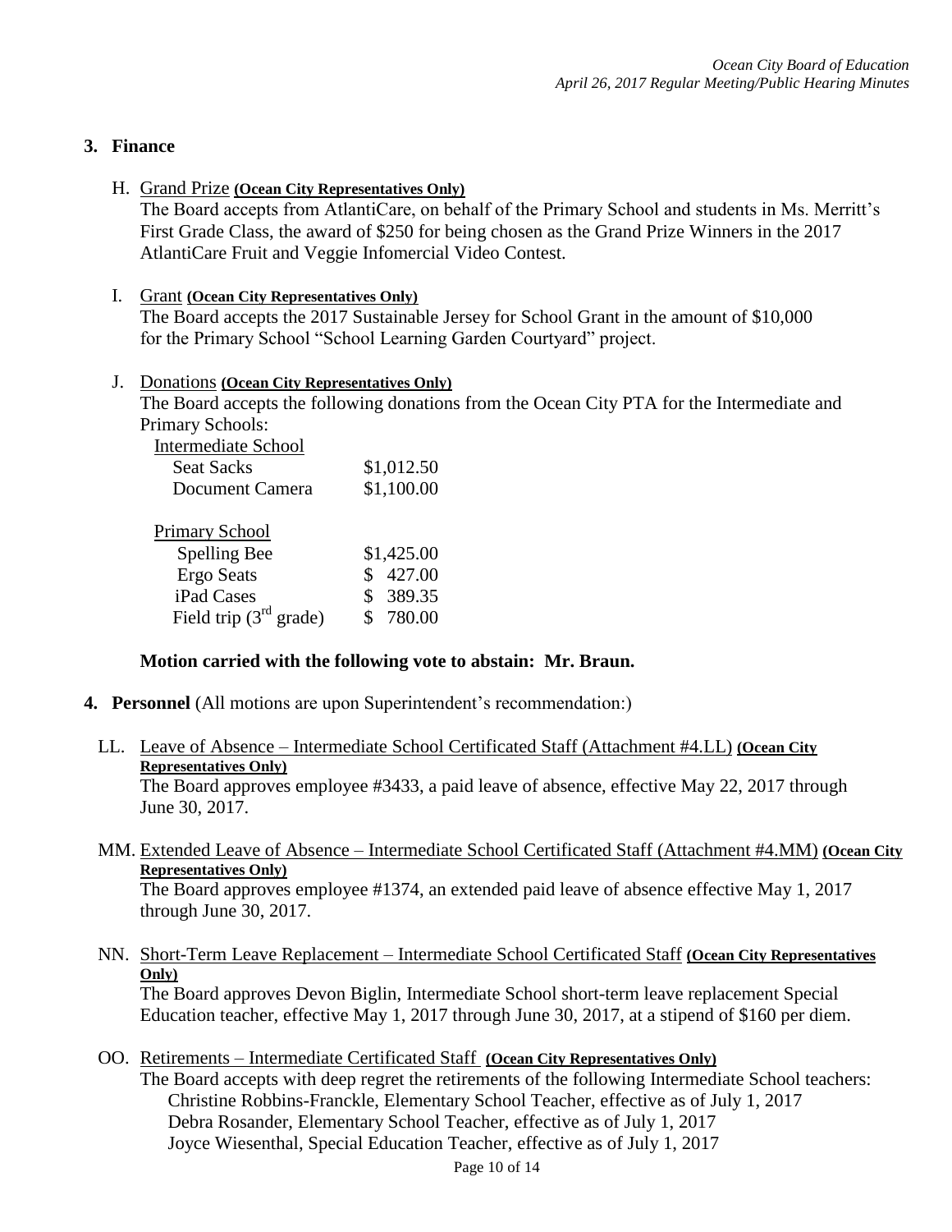## 3. Finance

H. Grand Prize **(Ocean City Representatives Only)**

The Board accepts from AtlantiCare, on behalf of the Primary School and students in Ms. Merritt's First Grade Class, the award of $250 for being chosen as the Grand Prize Winners in the 2017 AtlantiCare Fruit and Veggie Infomercial Video Contest.

I. Grant **(Ocean City Representatives Only)**

The Board accepts the 2017 Sustainable Jersey for School Grant in the amount of $10,000 for the Primary School "School Learning Garden Courtyard" project.

J. Donations **(Ocean City Representatives Only)**

The Board accepts the following donations from the Ocean City PTA for the Intermediate and Primary Schools:

| Intermediate School | |
|---|---|
| Seat Sacks | $1,012.50 |
| Document Camera | $1,100.00 |

| Primary School | |
|---|---|
| Spelling Bee | $1,425.00 |
| Ergo Seats | $ 427.00 |
| iPad Cases | $ 389.35 |
| Field trip (3rd grade) | $ 780.00 |

**Motion carried with the following vote to abstain: Mr. Braun.**

## 4. Personnel (All motions are upon Superintendent's recommendation:)

LL. Leave of Absence – Intermediate School Certificated Staff (Attachment #4.LL) **(Ocean City Representatives Only)**

The Board approves employee #3433, a paid leave of absence, effective May 22, 2017 through June 30, 2017.

MM. Extended Leave of Absence – Intermediate School Certificated Staff (Attachment #4.MM) **(Ocean City Representatives Only)**

The Board approves employee #1374, an extended paid leave of absence effective May 1, 2017 through June 30, 2017.

NN. Short-Term Leave Replacement – Intermediate School Certificated Staff **(Ocean City Representatives Only)**

The Board approves Devon Biglin, Intermediate School short-term leave replacement Special Education teacher, effective May 1, 2017 through June 30, 2017, at a stipend of $160 per diem.

OO. Retirements – Intermediate Certificated Staff **(Ocean City Representatives Only)**

The Board accepts with deep regret the retirements of the following Intermediate School teachers:

- Christine Robbins-Franckle, Elementary School Teacher, effective as of July 1, 2017
- Debra Rosander, Elementary School Teacher, effective as of July 1, 2017
- Joyce Wiesenthal, Special Education Teacher, effective as of July 1, 2017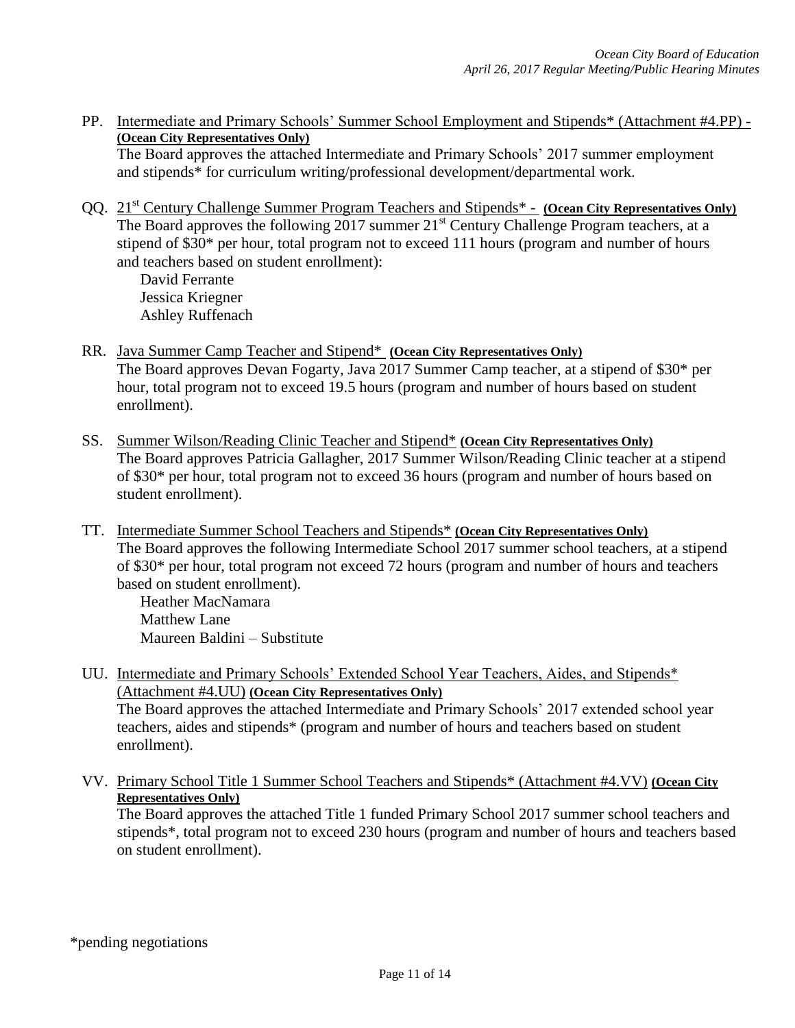PP. Intermediate and Primary Schools' Summer School Employment and Stipends* (Attachment #4.PP) - **(Ocean City Representatives Only)**
The Board approves the attached Intermediate and Primary Schools' 2017 summer employment and stipends* for curriculum writing/professional development/departmental work.

QQ. 21st Century Challenge Summer Program Teachers and Stipends* - **(Ocean City Representatives Only)**
The Board approves the following 2017 summer 21st Century Challenge Program teachers, at a stipend of $30* per hour, total program not to exceed 111 hours (program and number of hours and teachers based on student enrollment):
David Ferrante
Jessica Kriegner
Ashley Ruffenach

RR. Java Summer Camp Teacher and Stipend* **(Ocean City Representatives Only)**
The Board approves Devan Fogarty, Java 2017 Summer Camp teacher, at a stipend of $30* per hour, total program not to exceed 19.5 hours (program and number of hours based on student enrollment).

SS. Summer Wilson/Reading Clinic Teacher and Stipend* **(Ocean City Representatives Only)**
The Board approves Patricia Gallagher, 2017 Summer Wilson/Reading Clinic teacher at a stipend of $30* per hour, total program not to exceed 36 hours (program and number of hours based on student enrollment).

TT. Intermediate Summer School Teachers and Stipends* **(Ocean City Representatives Only)**
The Board approves the following Intermediate School 2017 summer school teachers, at a stipend of $30* per hour, total program not exceed 72 hours (program and number of hours and teachers based on student enrollment).
Heather MacNamara
Matthew Lane
Maureen Baldini – Substitute

UU. Intermediate and Primary Schools' Extended School Year Teachers, Aides, and Stipends* (Attachment #4.UU) **(Ocean City Representatives Only)**
The Board approves the attached Intermediate and Primary Schools' 2017 extended school year teachers, aides and stipends* (program and number of hours and teachers based on student enrollment).

VV. Primary School Title 1 Summer School Teachers and Stipends* (Attachment #4.VV) **(Ocean City Representatives Only)**
The Board approves the attached Title 1 funded Primary School 2017 summer school teachers and stipends*, total program not to exceed 230 hours (program and number of hours and teachers based on student enrollment).

*pending negotiations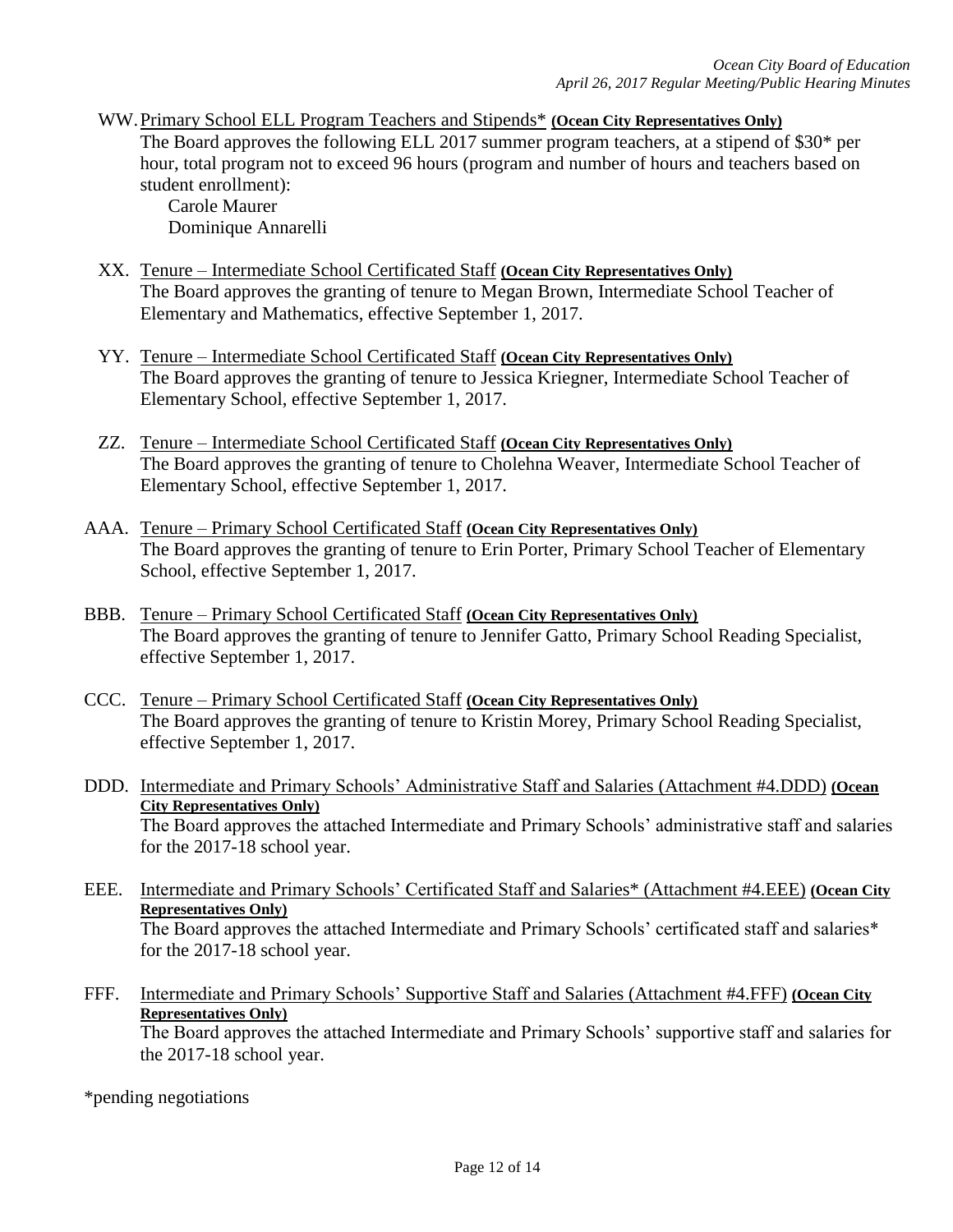WW. Primary School ELL Program Teachers and Stipends* **(Ocean City Representatives Only)**
The Board approves the following ELL 2017 summer program teachers, at a stipend of $30* per hour, total program not to exceed 96 hours (program and number of hours and teachers based on student enrollment):
  Carole Maurer
  Dominique Annarelli

XX. Tenure – Intermediate School Certificated Staff **(Ocean City Representatives Only)**
The Board approves the granting of tenure to Megan Brown, Intermediate School Teacher of Elementary and Mathematics, effective September 1, 2017.

YY. Tenure – Intermediate School Certificated Staff **(Ocean City Representatives Only)**
The Board approves the granting of tenure to Jessica Kriegner, Intermediate School Teacher of Elementary School, effective September 1, 2017.

ZZ. Tenure – Intermediate School Certificated Staff **(Ocean City Representatives Only)**
The Board approves the granting of tenure to Cholehna Weaver, Intermediate School Teacher of Elementary School, effective September 1, 2017.

AAA. Tenure – Primary School Certificated Staff **(Ocean City Representatives Only)**
The Board approves the granting of tenure to Erin Porter, Primary School Teacher of Elementary School, effective September 1, 2017.

BBB. Tenure – Primary School Certificated Staff **(Ocean City Representatives Only)**
The Board approves the granting of tenure to Jennifer Gatto, Primary School Reading Specialist, effective September 1, 2017.

CCC. Tenure – Primary School Certificated Staff **(Ocean City Representatives Only)**
The Board approves the granting of tenure to Kristin Morey, Primary School Reading Specialist, effective September 1, 2017.

DDD. Intermediate and Primary Schools' Administrative Staff and Salaries (Attachment #4.DDD) **(Ocean City Representatives Only)**
The Board approves the attached Intermediate and Primary Schools' administrative staff and salaries for the 2017-18 school year.

EEE. Intermediate and Primary Schools' Certificated Staff and Salaries* (Attachment #4.EEE) **(Ocean City Representatives Only)**
The Board approves the attached Intermediate and Primary Schools' certificated staff and salaries* for the 2017-18 school year.

FFF. Intermediate and Primary Schools' Supportive Staff and Salaries (Attachment #4.FFF) **(Ocean City Representatives Only)**
The Board approves the attached Intermediate and Primary Schools' supportive staff and salaries for the 2017-18 school year.

*pending negotiations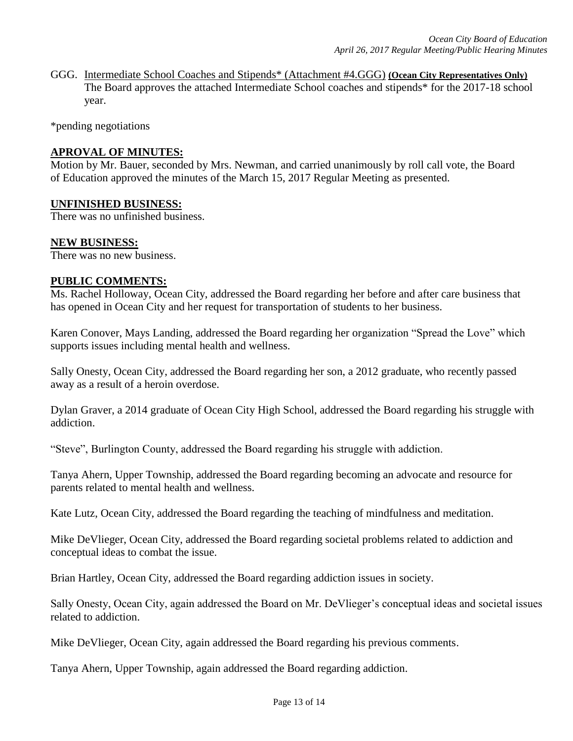GGG. Intermediate School Coaches and Stipends* (Attachment #4.GGG) **(Ocean City Representatives Only)**
The Board approves the attached Intermediate School coaches and stipends* for the 2017-18 school year.

*pending negotiations

**APROVAL OF MINUTES:**
Motion by Mr. Bauer, seconded by Mrs. Newman, and carried unanimously by roll call vote, the Board of Education approved the minutes of the March 15, 2017 Regular Meeting as presented.

**UNFINISHED BUSINESS:**
There was no unfinished business.

**NEW BUSINESS:**
There was no new business.

**PUBLIC COMMENTS:**
Ms. Rachel Holloway, Ocean City, addressed the Board regarding her before and after care business that has opened in Ocean City and her request for transportation of students to her business.

Karen Conover, Mays Landing, addressed the Board regarding her organization "Spread the Love" which supports issues including mental health and wellness.

Sally Onesty, Ocean City, addressed the Board regarding her son, a 2012 graduate, who recently passed away as a result of a heroin overdose.

Dylan Graver, a 2014 graduate of Ocean City High School, addressed the Board regarding his struggle with addiction.

"Steve", Burlington County, addressed the Board regarding his struggle with addiction.

Tanya Ahern, Upper Township, addressed the Board regarding becoming an advocate and resource for parents related to mental health and wellness.

Kate Lutz, Ocean City, addressed the Board regarding the teaching of mindfulness and meditation.

Mike DeVlieger, Ocean City, addressed the Board regarding societal problems related to addiction and conceptual ideas to combat the issue.

Brian Hartley, Ocean City, addressed the Board regarding addiction issues in society.

Sally Onesty, Ocean City, again addressed the Board on Mr. DeVlieger's conceptual ideas and societal issues related to addiction.

Mike DeVlieger, Ocean City, again addressed the Board regarding his previous comments.

Tanya Ahern, Upper Township, again addressed the Board regarding addiction.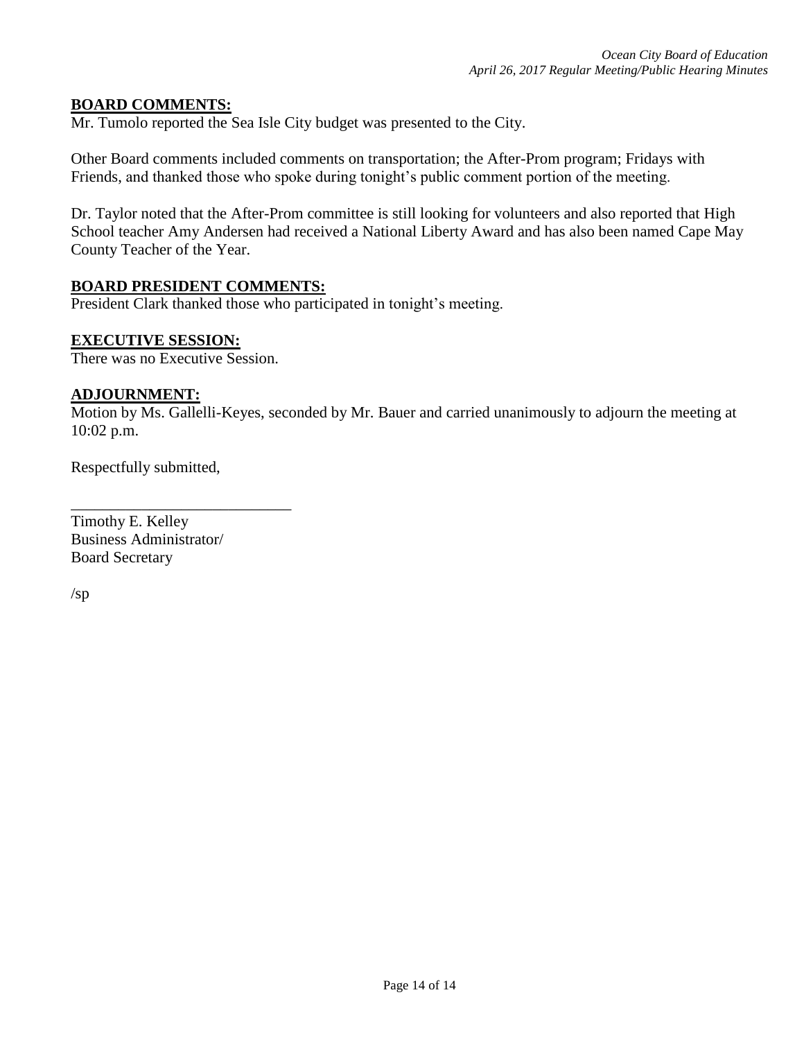**BOARD COMMENTS:**
Mr. Tumolo reported the Sea Isle City budget was presented to the City.

Other Board comments included comments on transportation; the After-Prom program; Fridays with Friends, and thanked those who spoke during tonight's public comment portion of the meeting.

Dr. Taylor noted that the After-Prom committee is still looking for volunteers and also reported that High School teacher Amy Andersen had received a National Liberty Award and has also been named Cape May County Teacher of the Year.

**BOARD PRESIDENT COMMENTS:**
President Clark thanked those who participated in tonight's meeting.

**EXECUTIVE SESSION:**
There was no Executive Session.

**ADJOURNMENT:**
Motion by Ms. Gallelli-Keyes, seconded by Mr. Bauer and carried unanimously to adjourn the meeting at 10:02 p.m.

Respectfully submitted,

____________________________
Timothy E. Kelley
Business Administrator/
Board Secretary

/sp